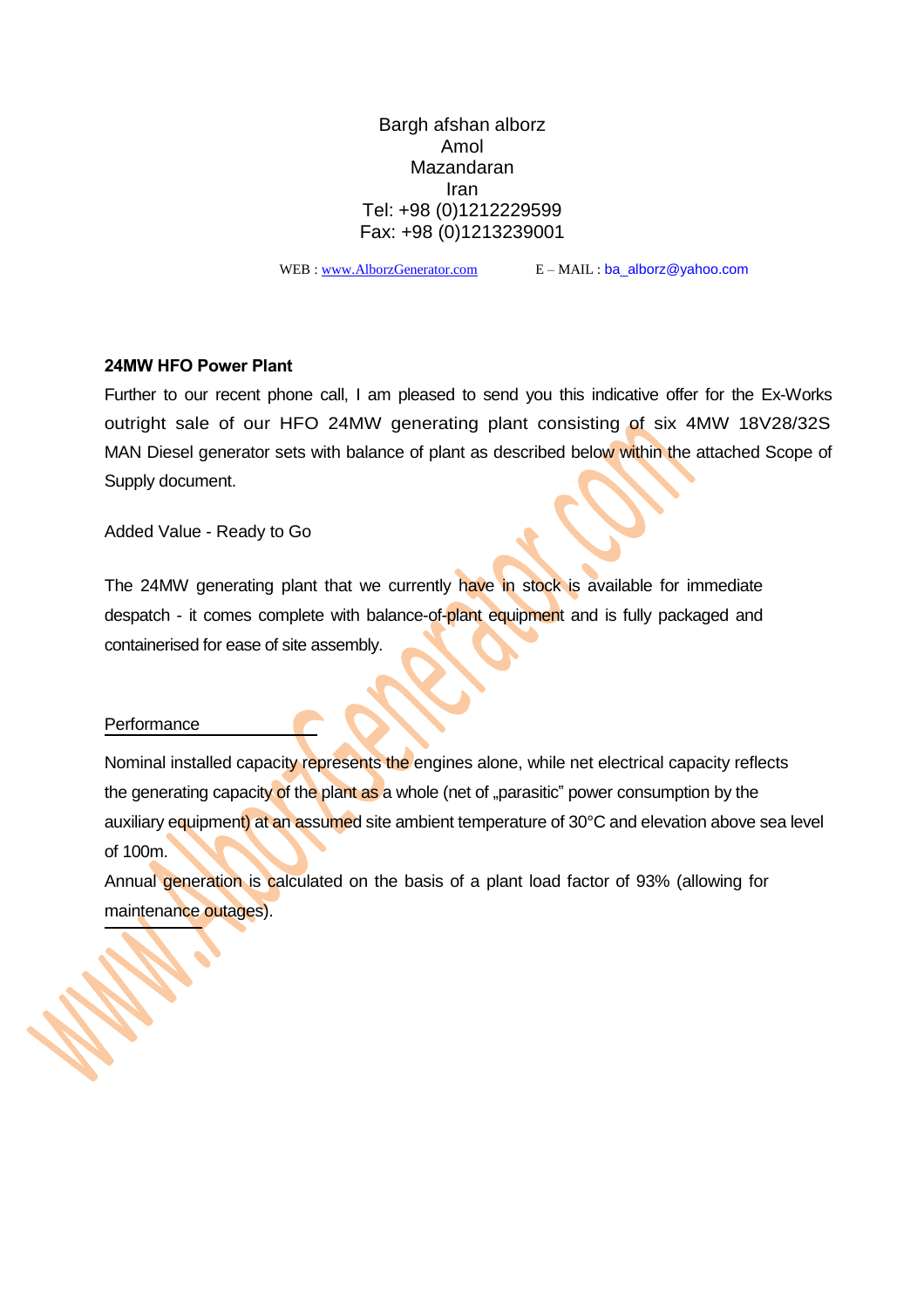Bargh afshan alborz
Amol
Mazandaran
Iran
Tel: +98 (0)1212229599
Fax: +98 (0)1213239001

WEB : www.AlborzGenerator.com E – MAIL : ba_alborz@yahoo.com

**24MW HFO Power Plant**

Further to our recent phone call, I am pleased to send you this indicative offer for the Ex-Works outright sale of our HFO 24MW generating plant consisting of six 4MW 18V28/32S MAN Diesel generator sets with balance of plant as described below within the attached Scope of Supply document.

Added Value - Ready to Go

The 24MW generating plant that we currently have in stock is available for immediate despatch - it comes complete with balance-of-plant equipment and is fully packaged and containerised for ease of site assembly.

Performance

Nominal installed capacity represents the engines alone, while net electrical capacity reflects the generating capacity of the plant as a whole (net of „parasitic" power consumption by the auxiliary equipment) at an assumed site ambient temperature of 30°C and elevation above sea level of 100m.

Annual generation is calculated on the basis of a plant load factor of 93% (allowing for maintenance outages).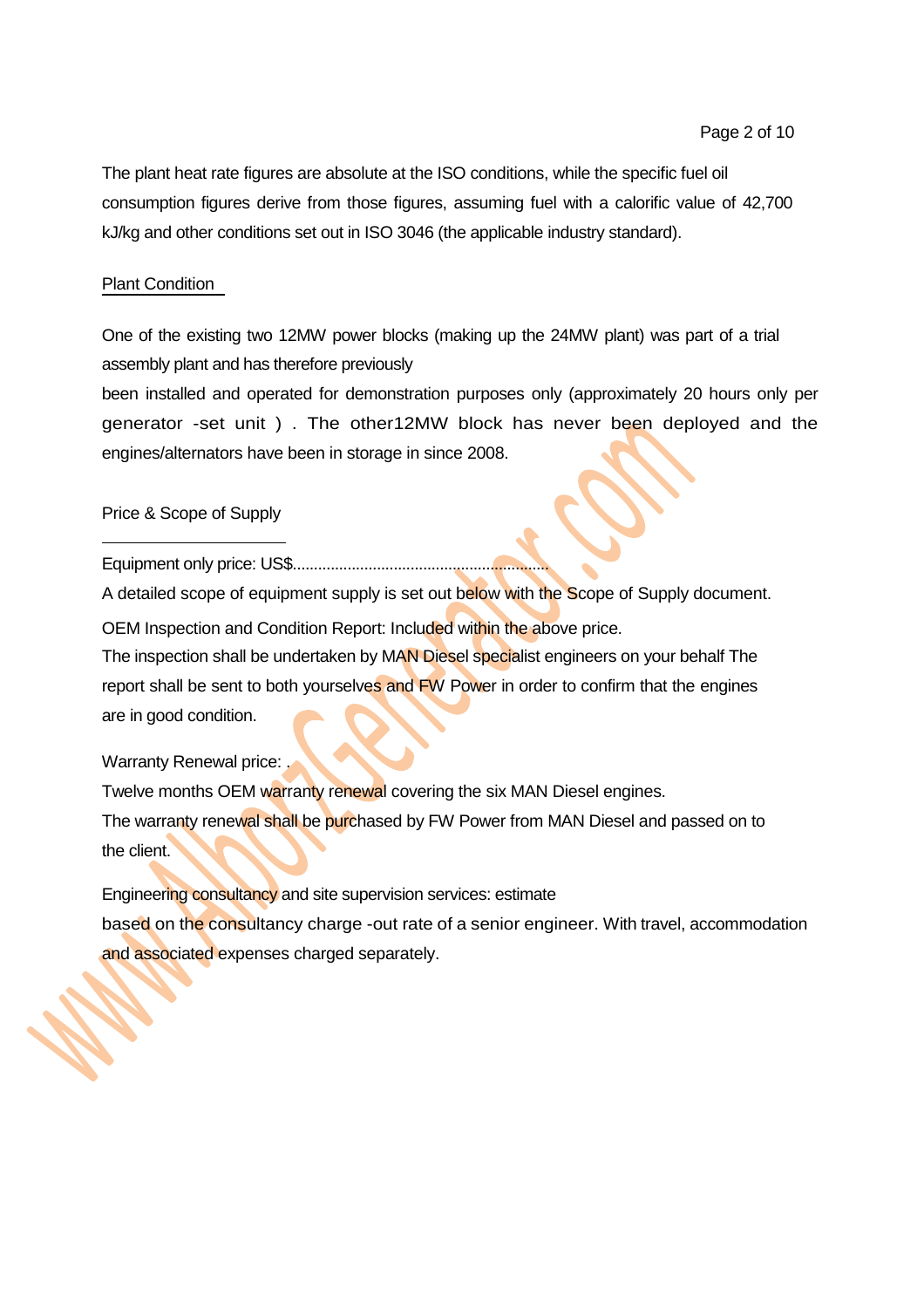The plant heat rate figures are absolute at the ISO conditions, while the specific fuel oil consumption figures derive from those figures, assuming fuel with a calorific value of 42,700 kJ/kg and other conditions set out in ISO 3046 (the applicable industry standard).

Plant Condition

One of the existing two 12MW power blocks (making up the 24MW plant) was part of a trial assembly plant and has therefore previously been installed and operated for demonstration purposes only (approximately 20 hours only per generator -set unit ) . The other12MW block has never been deployed and the engines/alternators have been in storage in since 2008.

Price & Scope of Supply

Equipment only price: US$............................................................

A detailed scope of equipment supply is set out below with the Scope of Supply document.

OEM Inspection and Condition Report: Included within the above price.

The inspection shall be undertaken by MAN Diesel specialist engineers on your behalf The report shall be sent to both yourselves and FW Power in order to confirm that the engines are in good condition.

Warranty Renewal price: .

Twelve months OEM warranty renewal covering the six MAN Diesel engines.

The warranty renewal shall be purchased by FW Power from MAN Diesel and passed on to the client.

Engineering consultancy and site supervision services: estimate based on the consultancy charge -out rate of a senior engineer. With travel, accommodation and associated expenses charged separately.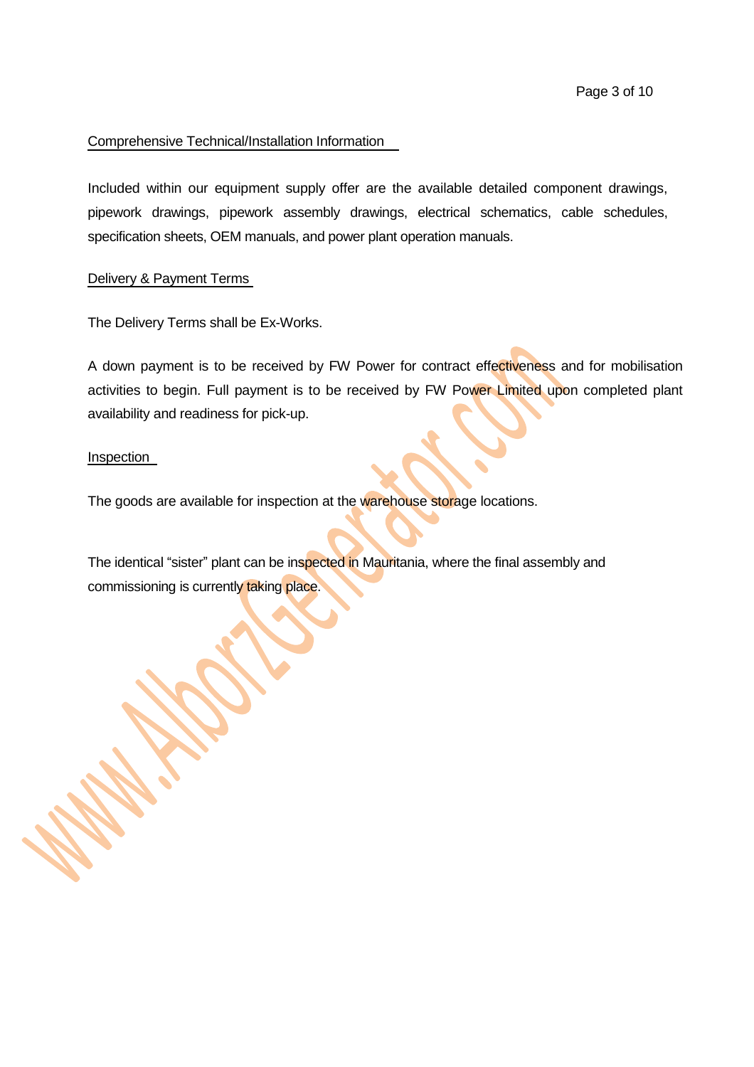## Comprehensive Technical/Installation Information

Included within our equipment supply offer are the available detailed component drawings, pipework drawings, pipework assembly drawings, electrical schematics, cable schedules, specification sheets, OEM manuals, and power plant operation manuals.

## Delivery & Payment Terms

The Delivery Terms shall be Ex-Works.

A down payment is to be received by FW Power for contract effectiveness and for mobilisation activities to begin. Full payment is to be received by FW Power Limited upon completed plant availability and readiness for pick-up.

## Inspection

The goods are available for inspection at the warehouse storage locations.

The identical "sister" plant can be inspected in Mauritania, where the final assembly and commissioning is currently taking place.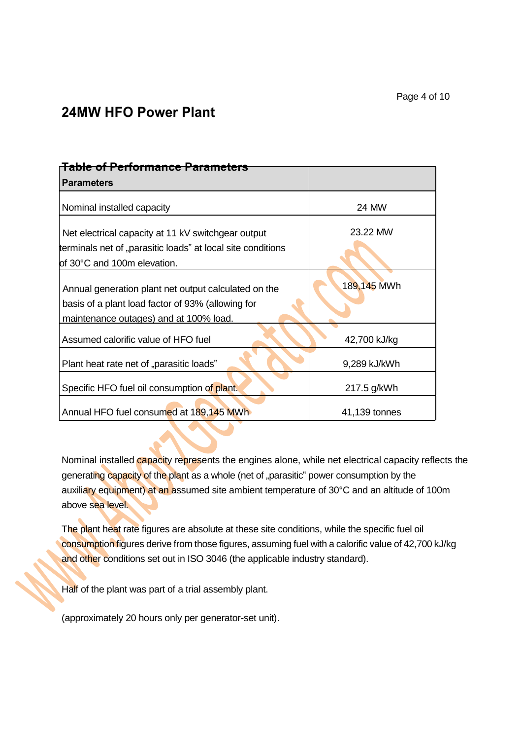## 24MW HFO Power Plant

**Table of Performance Parameters**

| **Parameters** | |
|---|---|
| Nominal installed capacity | 24 MW |
| Net electrical capacity at 11 kV switchgear output terminals net of „parasitic loads" at local site conditions of 30°C and 100m elevation. | 23.22 MW |
| Annual generation plant net output calculated on the basis of a plant load factor of 93% (allowing for maintenance outages) and at 100% load. | 189,145 MWh |
| Assumed calorific value of HFO fuel | 42,700 kJ/kg |
| Plant heat rate net of „parasitic loads" | 9,289 kJ/kWh |
| Specific HFO fuel oil consumption of plant. | 217.5 g/kWh |
| Annual HFO fuel consumed at 189,145 MWh | 41,139 tonnes |

Nominal installed capacity represents the engines alone, while net electrical capacity reflects the generating capacity of the plant as a whole (net of „parasitic" power consumption by the auxiliary equipment) at an assumed site ambient temperature of 30°C and an altitude of 100m above sea level.

The plant heat rate figures are absolute at these site conditions, while the specific fuel oil consumption figures derive from those figures, assuming fuel with a calorific value of 42,700 kJ/kg and other conditions set out in ISO 3046 (the applicable industry standard).

Half of the plant was part of a trial assembly plant.

(approximately 20 hours only per generator-set unit).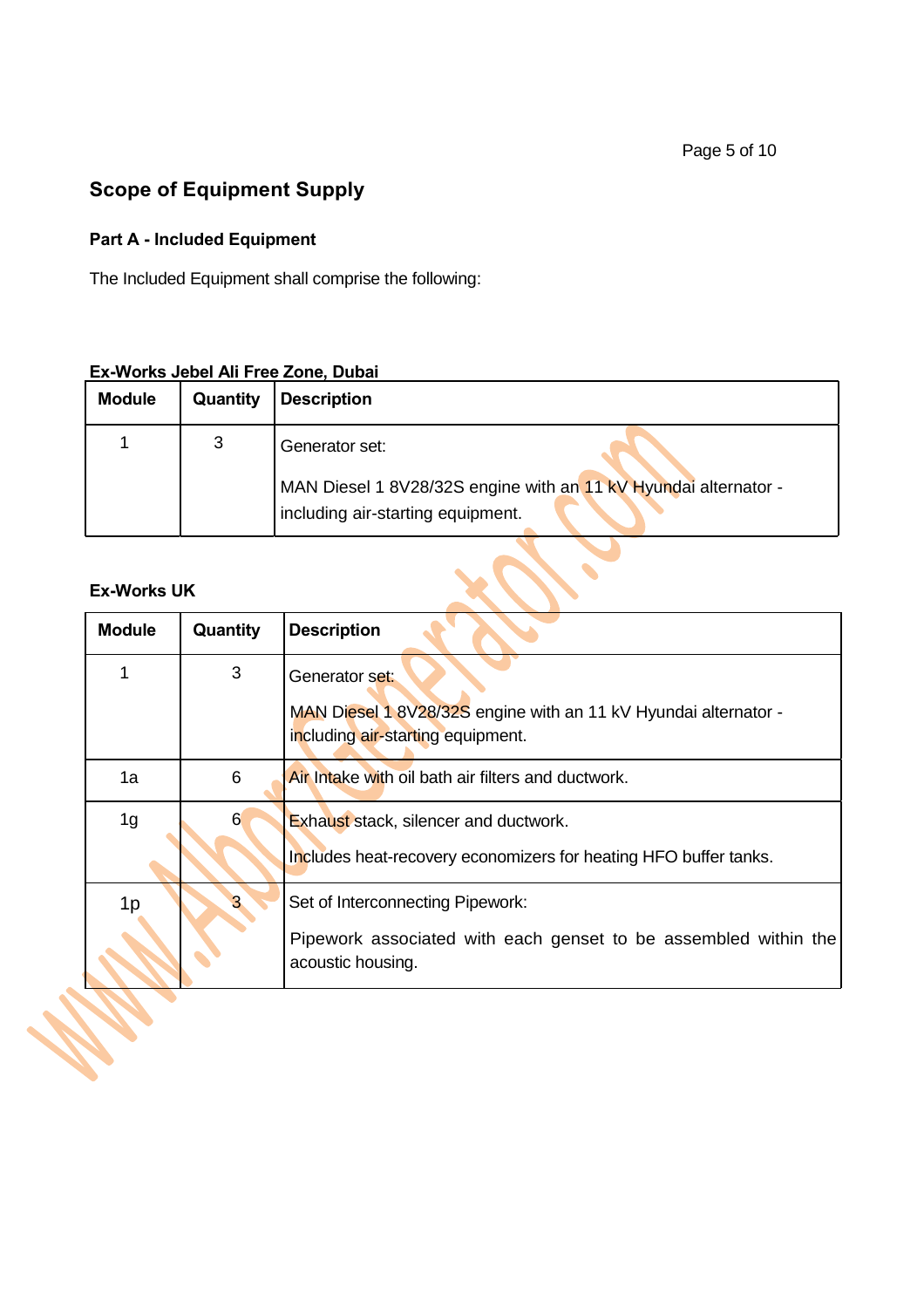## Scope of Equipment Supply

### Part A - Included Equipment

The Included Equipment shall comprise the following:

**Ex-Works Jebel Ali Free Zone, Dubai**

| Module | Quantity | Description |
|---|---|---|
| 1 | 3 | Generator set:<br><br>MAN Diesel 1 8V28/32S engine with an 11 kV Hyundai alternator - including air-starting equipment. |

**Ex-Works UK**

| Module | Quantity | Description |
|---|---|---|
| 1 | 3 | Generator set:<br><br>MAN Diesel 1 8V28/32S engine with an 11 kV Hyundai alternator - including air-starting equipment. |
| 1a | 6 | Air Intake with oil bath air filters and ductwork. |
| 1g | 6 | Exhaust stack, silencer and ductwork.<br><br>Includes heat-recovery economizers for heating HFO buffer tanks. |
| 1p | 3 | Set of Interconnecting Pipework:<br><br>Pipework associated with each genset to be assembled within the acoustic housing. |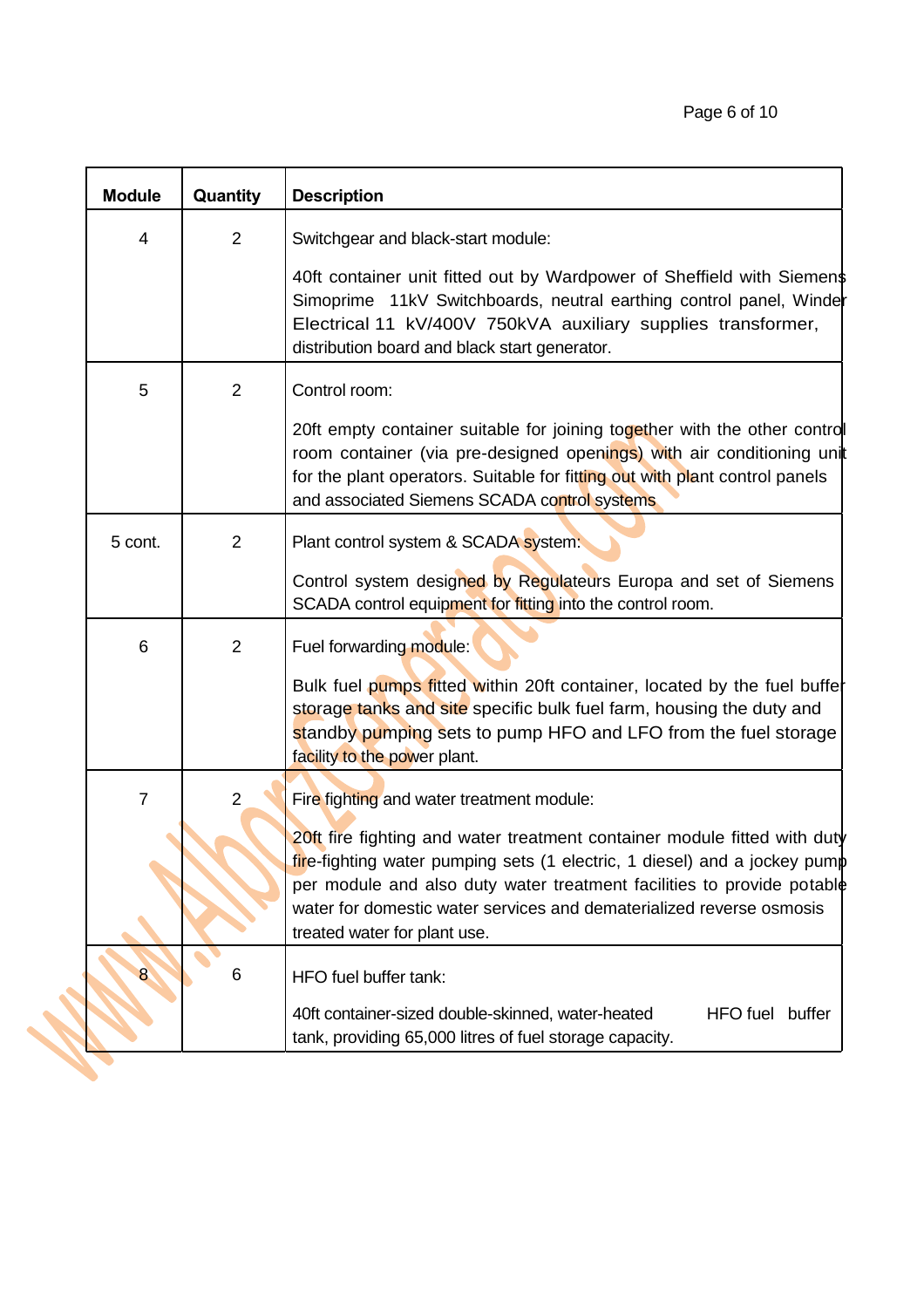| Module | Quantity | Description |
| --- | --- | --- |
| 4 | 2 | Switchgear and black-start module:<br><br>40ft container unit fitted out by Wardpower of Sheffield with Siemens Simoprime 11kV Switchboards, neutral earthing control panel, Winder Electrical 11 kV/400V 750kVA auxiliary supplies transformer, distribution board and black start generator. |
| 5 | 2 | Control room:<br><br>20ft empty container suitable for joining together with the other control room container (via pre-designed openings) with air conditioning unit for the plant operators. Suitable for fitting out with plant control panels and associated Siemens SCADA control systems |
| 5 cont. | 2 | Plant control system & SCADA system:<br><br>Control system designed by Regulateurs Europa and set of Siemens SCADA control equipment for fitting into the control room. |
| 6 | 2 | Fuel forwarding module:<br><br>Bulk fuel pumps fitted within 20ft container, located by the fuel buffer storage tanks and site specific bulk fuel farm, housing the duty and standby pumping sets to pump HFO and LFO from the fuel storage facility to the power plant. |
| 7 | 2 | Fire fighting and water treatment module:<br><br>20ft fire fighting and water treatment container module fitted with duty fire-fighting water pumping sets (1 electric, 1 diesel) and a jockey pump per module and also duty water treatment facilities to provide potable water for domestic water services and dematerialized reverse osmosis treated water for plant use. |
| 8 | 6 | HFO fuel buffer tank:<br><br>40ft container-sized double-skinned, water-heated HFO fuel buffer tank, providing 65,000 litres of fuel storage capacity. |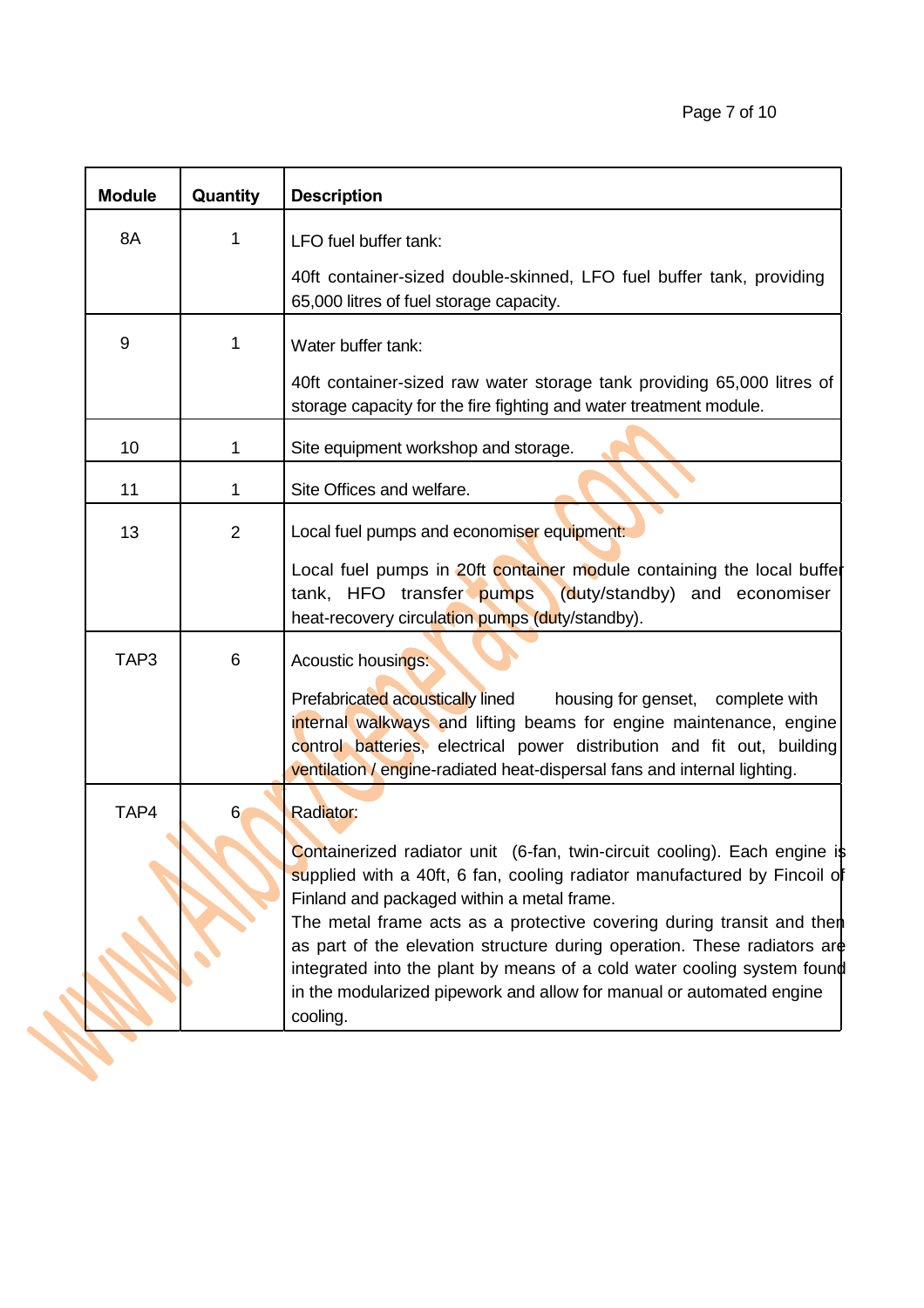| Module | Quantity | Description |
|---|---|---|
| 8A | 1 | LFO fuel buffer tank:<br><br>40ft container-sized double-skinned, LFO fuel buffer tank, providing 65,000 litres of fuel storage capacity. |
| 9 | 1 | Water buffer tank:<br><br>40ft container-sized raw water storage tank providing 65,000 litres of storage capacity for the fire fighting and water treatment module. |
| 10 | 1 | Site equipment workshop and storage. |
| 11 | 1 | Site Offices and welfare. |
| 13 | 2 | Local fuel pumps and economiser equipment:<br><br>Local fuel pumps in 20ft container module containing the local buffer tank, HFO transfer pumps (duty/standby) and economiser heat-recovery circulation pumps (duty/standby). |
| TAP3 | 6 | Acoustic housings:<br><br>Prefabricated acoustically lined housing for genset, complete with internal walkways and lifting beams for engine maintenance, engine control batteries, electrical power distribution and fit out, building ventilation / engine-radiated heat-dispersal fans and internal lighting. |
| TAP4 | 6 | Radiator:<br><br>Containerized radiator unit (6-fan, twin-circuit cooling). Each engine is supplied with a 40ft, 6 fan, cooling radiator manufactured by Fincoil of Finland and packaged within a metal frame.<br>The metal frame acts as a protective covering during transit and then as part of the elevation structure during operation. These radiators are integrated into the plant by means of a cold water cooling system found in the modularized pipework and allow for manual or automated engine cooling. |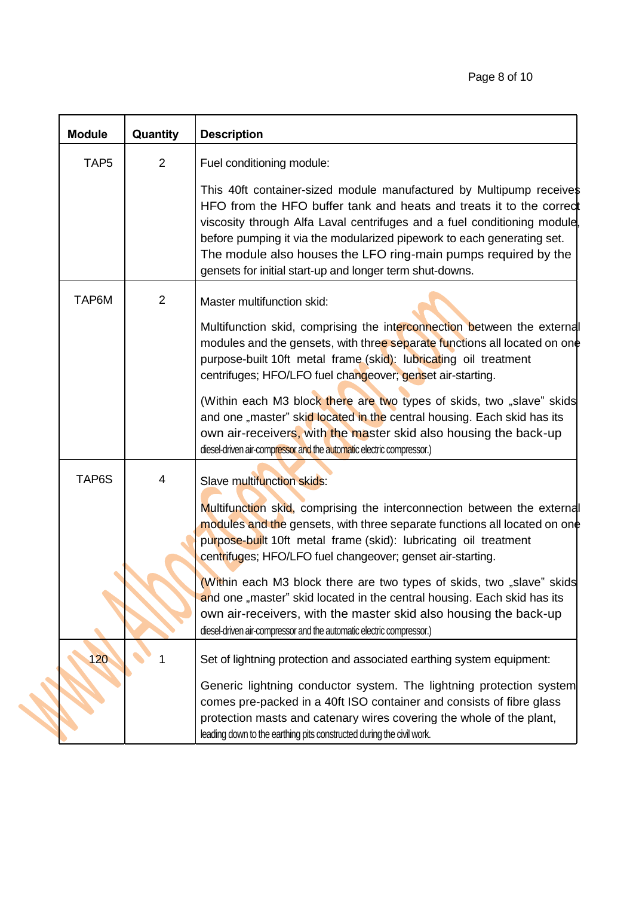| Module | Quantity | Description |
|---|---|---|
| TAP5 | 2 | Fuel conditioning module:<br><br>This 40ft container-sized module manufactured by Multipump receives HFO from the HFO buffer tank and heats and treats it to the correct viscosity through Alfa Laval centrifuges and a fuel conditioning module, before pumping it via the modularized pipework to each generating set. The module also houses the LFO ring-main pumps required by the gensets for initial start-up and longer term shut-downs. |
| TAP6M | 2 | Master multifunction skid:<br><br>Multifunction skid, comprising the interconnection between the external modules and the gensets, with three separate functions all located on one purpose-built 10ft metal frame (skid): lubricating oil treatment centrifuges; HFO/LFO fuel changeover; genset air-starting.<br><br>(Within each M3 block there are two types of skids, two „slave" skids and one „master" skid located in the central housing. Each skid has its own air-receivers, with the master skid also housing the back-up diesel-driven air-compressor and the automatic electric compressor.) |
| TAP6S | 4 | Slave multifunction skids:<br><br>Multifunction skid, comprising the interconnection between the external modules and the gensets, with three separate functions all located on one purpose-built 10ft metal frame (skid): lubricating oil treatment centrifuges; HFO/LFO fuel changeover; genset air-starting.<br><br>(Within each M3 block there are two types of skids, two „slave" skids and one „master" skid located in the central housing. Each skid has its own air-receivers, with the master skid also housing the back-up diesel-driven air-compressor and the automatic electric compressor.) |
| 120 | 1 | Set of lightning protection and associated earthing system equipment:<br><br>Generic lightning conductor system. The lightning protection system comes pre-packed in a 40ft ISO container and consists of fibre glass protection masts and catenary wires covering the whole of the plant, leading down to the earthing pits constructed during the civil work. |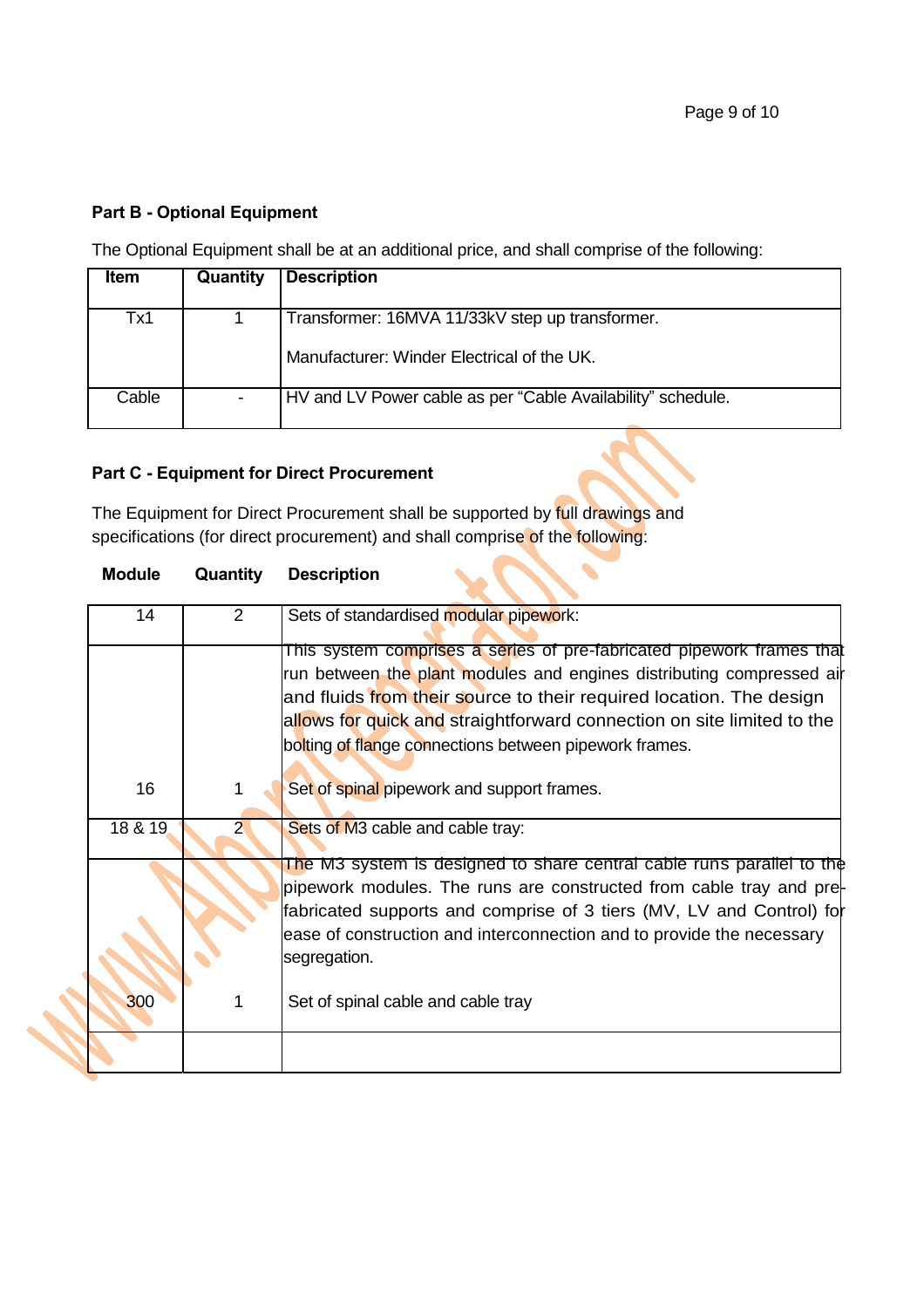**Part B - Optional Equipment**

The Optional Equipment shall be at an additional price, and shall comprise of the following:

| Item | Quantity | Description |
|---|---|---|
| Tx1 | 1 | Transformer: 16MVA 11/33kV step up transformer.<br><br>Manufacturer: Winder Electrical of the UK. |
| Cable | - | HV and LV Power cable as per “Cable Availability” schedule. |

**Part C - Equipment for Direct Procurement**

The Equipment for Direct Procurement shall be supported by full drawings and specifications (for direct procurement) and shall comprise of the following:

| Module | Quantity | Description |
|---|---|---|
| 14 | 2 | Sets of standardised modular pipework: |
| | | This system comprises a series of pre-fabricated pipework frames that run between the plant modules and engines distributing compressed air and fluids from their source to their required location. The design allows for quick and straightforward connection on site limited to the bolting of flange connections between pipework frames. |
| 16 | 1 | Set of spinal pipework and support frames. |
| 18 & 19 | 2 | Sets of M3 cable and cable tray: |
| | | The M3 system is designed to share central cable runs parallel to the pipework modules. The runs are constructed from cable tray and pre-fabricated supports and comprise of 3 tiers (MV, LV and Control) for ease of construction and interconnection and to provide the necessary segregation. |
| 300 | 1 | Set of spinal cable and cable tray |
| | | |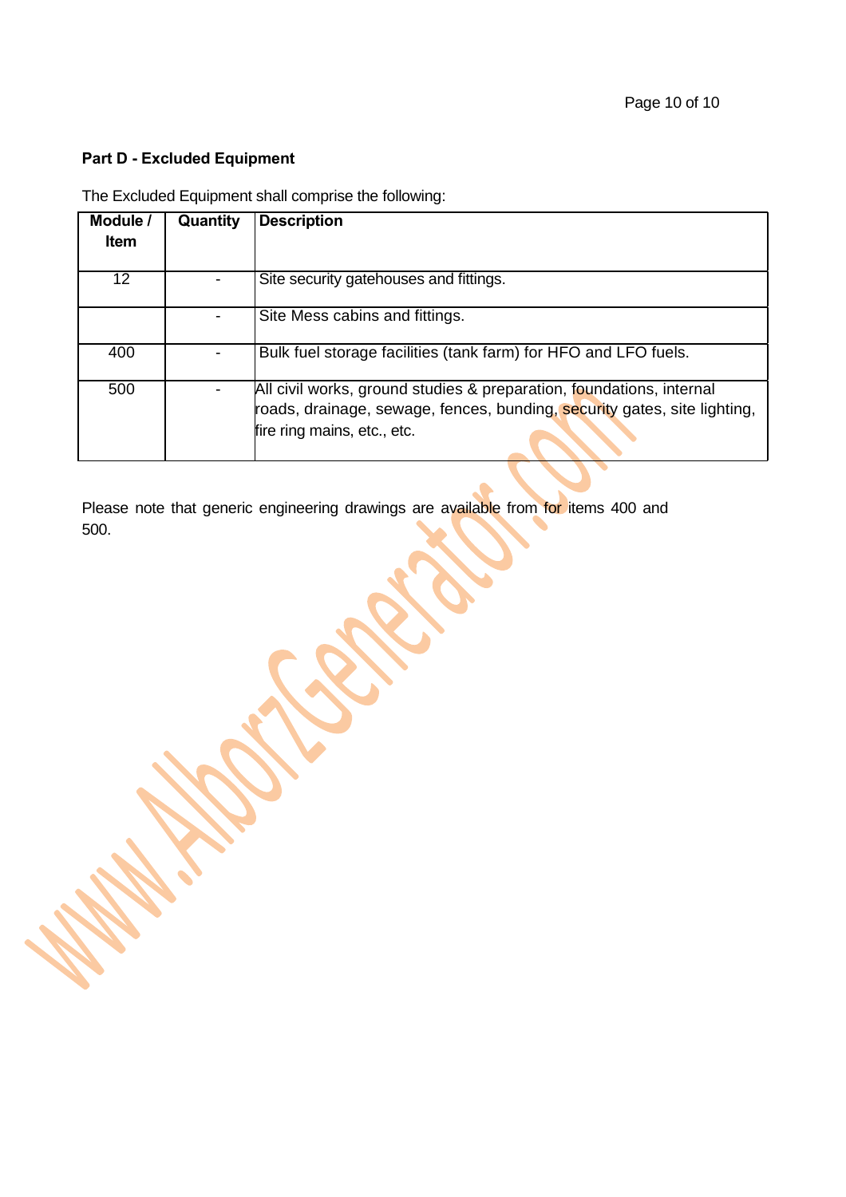**Part D - Excluded Equipment**

The Excluded Equipment shall comprise the following:

| Module / Item | Quantity | Description |
|---|---|---|
| 12 | - | Site security gatehouses and fittings. |
| | - | Site Mess cabins and fittings. |
| 400 | - | Bulk fuel storage facilities (tank farm) for HFO and LFO fuels. |
| 500 | - | All civil works, ground studies & preparation, foundations, internal roads, drainage, sewage, fences, bunding, security gates, site lighting, fire ring mains, etc., etc. |

Please note that generic engineering drawings are available from for items 400 and 500.